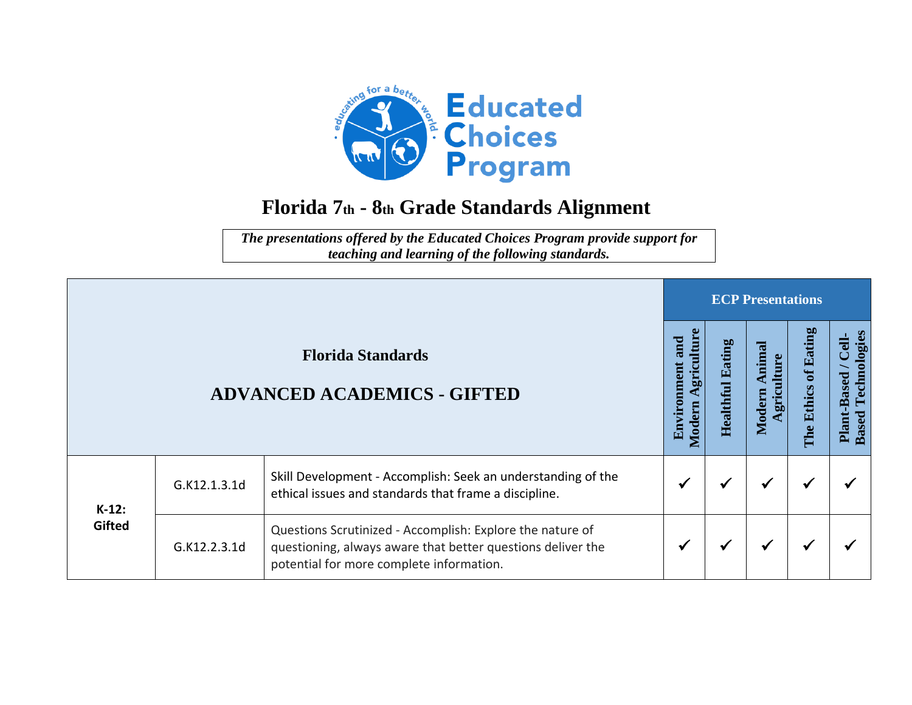# Florida 7th - 8th Grade Standards Alignment

*The presentations offered by the Educated Choices Program provide support for teaching and learning of the following standards.*

| Florida Standards<br>ADVANCED ACADEMICS - GIFTED | | | ECP Presentations | | | | |
|---|---|---|---|---|---|---|---|
| | | | Environment and Modern Agriculture | Healthful Eating | Modern Animal Agriculture | The Ethics of Eating | Plant-Based / Cell-Based Technologies |
| K-12: Gifted | G.K12.1.3.1d | Skill Development - Accomplish: Seek an understanding of the ethical issues and standards that frame a discipline. | ✓ | ✓ | ✓ | ✓ | ✓ |
| | G.K12.2.3.1d | Questions Scrutinized - Accomplish: Explore the nature of questioning, always aware that better questions deliver the potential for more complete information. | ✓ | ✓ | ✓ | ✓ | ✓ |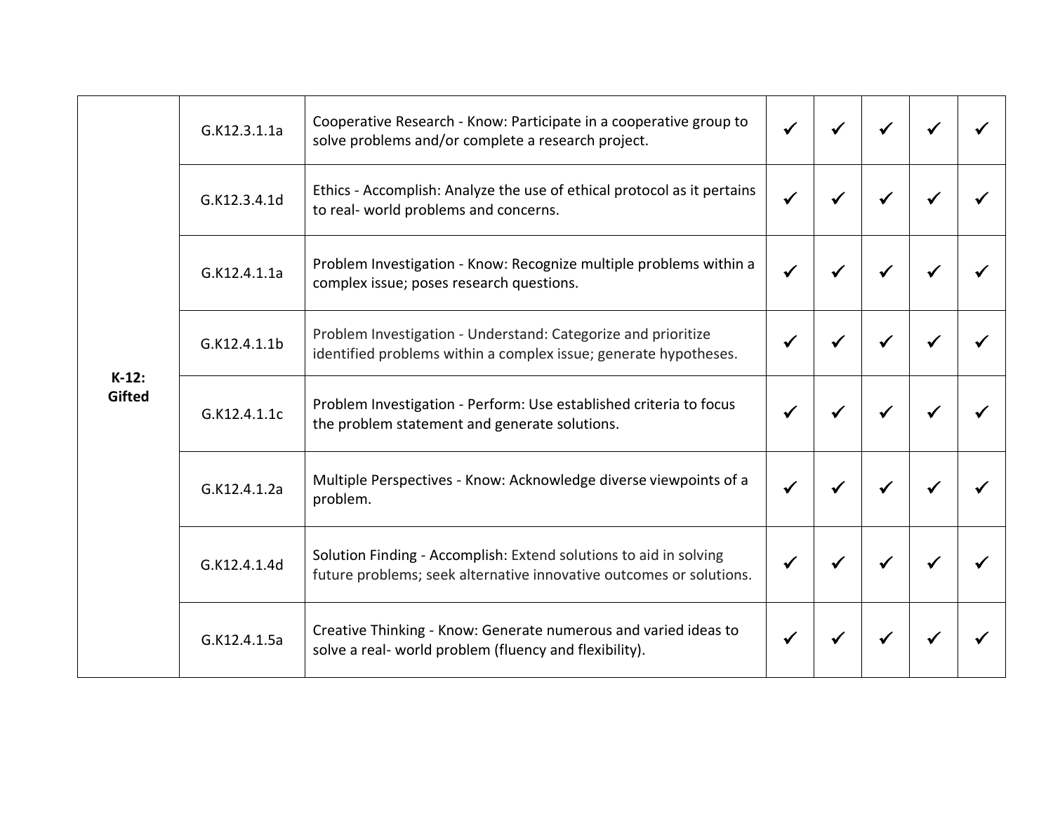| | | | | | | | |
|---|---|---|---|---|---|---|---|
| **K-12: Gifted** | G.K12.3.1.1a | Cooperative Research - Know: Participate in a cooperative group to solve problems and/or complete a research project. | ✓ | ✓ | ✓ | ✓ | ✓ |
| | G.K12.3.4.1d | Ethics - Accomplish: Analyze the use of ethical protocol as it pertains to real- world problems and concerns. | ✓ | ✓ | ✓ | ✓ | ✓ |
| | G.K12.4.1.1a | Problem Investigation - Know: Recognize multiple problems within a complex issue; poses research questions. | ✓ | ✓ | ✓ | ✓ | ✓ |
| | G.K12.4.1.1b | Problem Investigation - Understand: Categorize and prioritize identified problems within a complex issue; generate hypotheses. | ✓ | ✓ | ✓ | ✓ | ✓ |
| | G.K12.4.1.1c | Problem Investigation - Perform: Use established criteria to focus the problem statement and generate solutions. | ✓ | ✓ | ✓ | ✓ | ✓ |
| | G.K12.4.1.2a | Multiple Perspectives - Know: Acknowledge diverse viewpoints of a problem. | ✓ | ✓ | ✓ | ✓ | ✓ |
| | G.K12.4.1.4d | Solution Finding - Accomplish: Extend solutions to aid in solving future problems; seek alternative innovative outcomes or solutions. | ✓ | ✓ | ✓ | ✓ | ✓ |
| | G.K12.4.1.5a | Creative Thinking - Know: Generate numerous and varied ideas to solve a real- world problem (fluency and flexibility). | ✓ | ✓ | ✓ | ✓ | ✓ |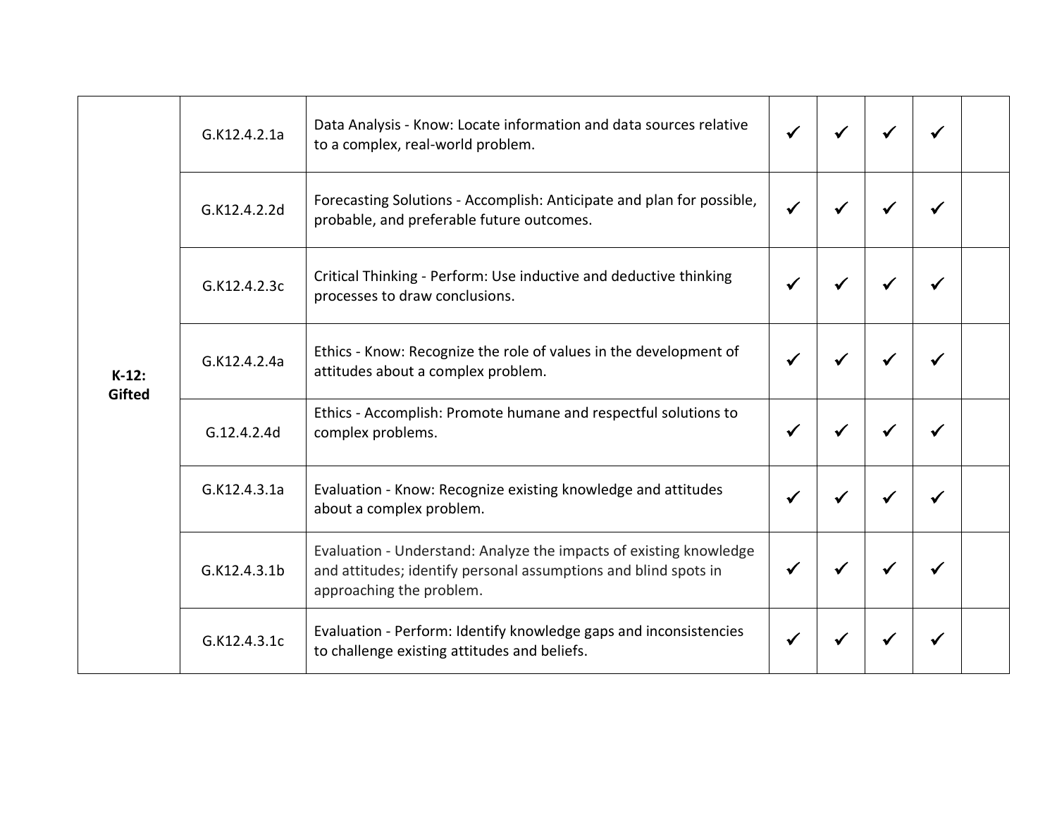| | | | | | | | |
|---|---|---|---|---|---|---|---|
| **K-12: Gifted** | G.K12.4.2.1a | Data Analysis - Know: Locate information and data sources relative to a complex, real-world problem. | ✓ | ✓ | ✓ | ✓ | |
| | G.K12.4.2.2d | Forecasting Solutions - Accomplish: Anticipate and plan for possible, probable, and preferable future outcomes. | ✓ | ✓ | ✓ | ✓ | |
| | G.K12.4.2.3c | Critical Thinking - Perform: Use inductive and deductive thinking processes to draw conclusions. | ✓ | ✓ | ✓ | ✓ | |
| | G.K12.4.2.4a | Ethics - Know: Recognize the role of values in the development of attitudes about a complex problem. | ✓ | ✓ | ✓ | ✓ | |
| | G.12.4.2.4d | Ethics - Accomplish: Promote humane and respectful solutions to complex problems. | ✓ | ✓ | ✓ | ✓ | |
| | G.K12.4.3.1a | Evaluation - Know: Recognize existing knowledge and attitudes about a complex problem. | ✓ | ✓ | ✓ | ✓ | |
| | G.K12.4.3.1b | Evaluation - Understand: Analyze the impacts of existing knowledge and attitudes; identify personal assumptions and blind spots in approaching the problem. | ✓ | ✓ | ✓ | ✓ | |
| | G.K12.4.3.1c | Evaluation - Perform: Identify knowledge gaps and inconsistencies to challenge existing attitudes and beliefs. | ✓ | ✓ | ✓ | ✓ | |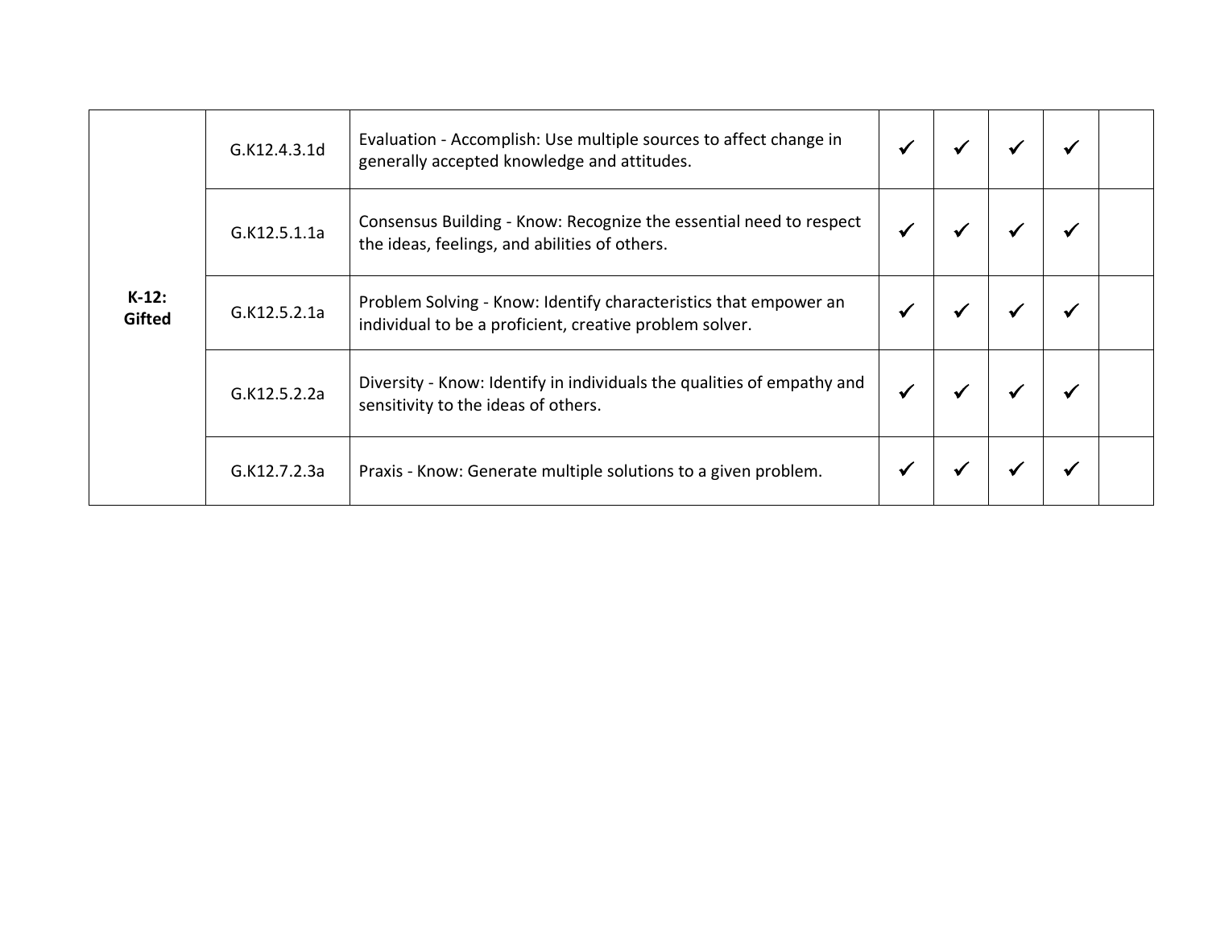| | | | | | | | |
|---|---|---|---|---|---|---|---|
| **K-12: Gifted** | G.K12.4.3.1d | Evaluation - Accomplish: Use multiple sources to affect change in generally accepted knowledge and attitudes. | ✓ | ✓ | ✓ | ✓ | |
| | G.K12.5.1.1a | Consensus Building - Know: Recognize the essential need to respect the ideas, feelings, and abilities of others. | ✓ | ✓ | ✓ | ✓ | |
| | G.K12.5.2.1a | Problem Solving - Know: Identify characteristics that empower an individual to be a proficient, creative problem solver. | ✓ | ✓ | ✓ | ✓ | |
| | G.K12.5.2.2a | Diversity - Know: Identify in individuals the qualities of empathy and sensitivity to the ideas of others. | ✓ | ✓ | ✓ | ✓ | |
| | G.K12.7.2.3a | Praxis - Know: Generate multiple solutions to a given problem. | ✓ | ✓ | ✓ | ✓ | |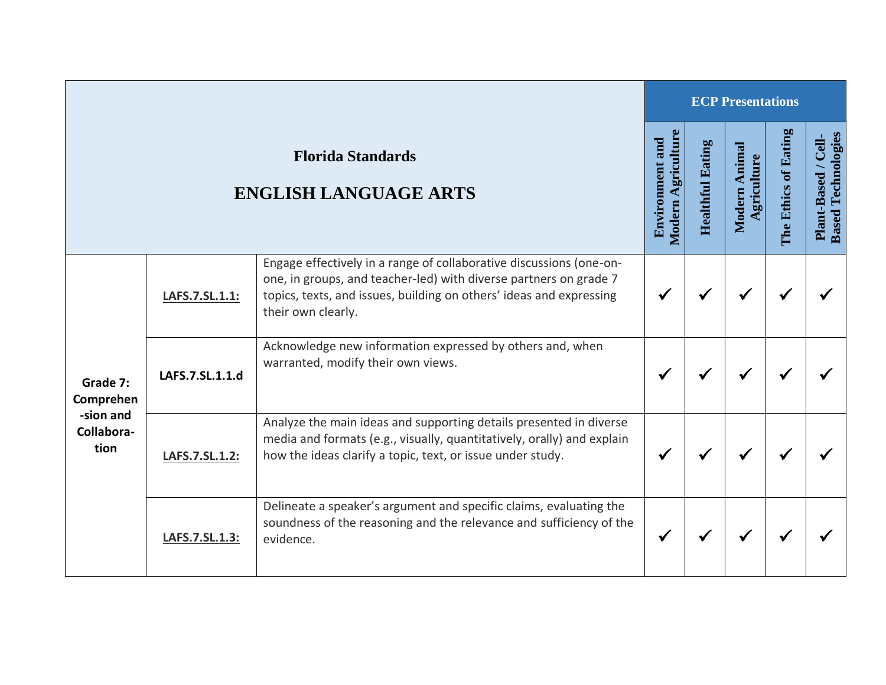| Florida Standards<br>ENGLISH LANGUAGE ARTS | | | ECP Presentations | | | | |
|---|---|---|---|---|---|---|---|
| | | | Environment and Modern Agriculture | Healthful Eating | Modern Animal Agriculture | The Ethics of Eating | Plant-Based / Cell-Based Technologies |
| **Grade 7: Comprehen-sion and Collabora-tion** | **LAFS.7.SL.1.1:** | Engage effectively in a range of collaborative discussions (one-on-one, in groups, and teacher-led) with diverse partners on grade 7 topics, texts, and issues, building on others' ideas and expressing their own clearly. | ✓ | ✓ | ✓ | ✓ | ✓ |
| | **LAFS.7.SL.1.1.d** | Acknowledge new information expressed by others and, when warranted, modify their own views. | ✓ | ✓ | ✓ | ✓ | ✓ |
| | **LAFS.7.SL.1.2:** | Analyze the main ideas and supporting details presented in diverse media and formats (e.g., visually, quantitatively, orally) and explain how the ideas clarify a topic, text, or issue under study. | ✓ | ✓ | ✓ | ✓ | ✓ |
| | **LAFS.7.SL.1.3:** | Delineate a speaker's argument and specific claims, evaluating the soundness of the reasoning and the relevance and sufficiency of the evidence. | ✓ | ✓ | ✓ | ✓ | ✓ |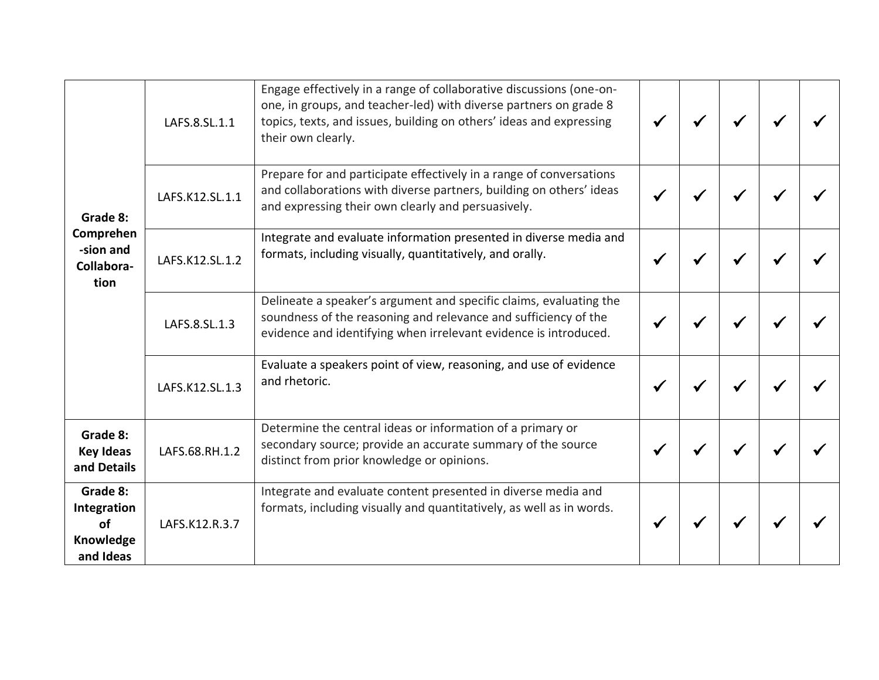| | | | | | | | |
|---|---|---|---|---|---|---|---|
| **Grade 8: Comprehen-sion and Collabora-tion** | LAFS.8.SL.1.1 | Engage effectively in a range of collaborative discussions (one-on-one, in groups, and teacher-led) with diverse partners on grade 8 topics, texts, and issues, building on others' ideas and expressing their own clearly. | ✓ | ✓ | ✓ | ✓ | ✓ |
| | LAFS.K12.SL.1.1 | Prepare for and participate effectively in a range of conversations and collaborations with diverse partners, building on others' ideas and expressing their own clearly and persuasively. | ✓ | ✓ | ✓ | ✓ | ✓ |
| | LAFS.K12.SL.1.2 | Integrate and evaluate information presented in diverse media and formats, including visually, quantitatively, and orally. | ✓ | ✓ | ✓ | ✓ | ✓ |
| | LAFS.8.SL.1.3 | Delineate a speaker's argument and specific claims, evaluating the soundness of the reasoning and relevance and sufficiency of the evidence and identifying when irrelevant evidence is introduced. | ✓ | ✓ | ✓ | ✓ | ✓ |
| | LAFS.K12.SL.1.3 | Evaluate a speakers point of view, reasoning, and use of evidence and rhetoric. | ✓ | ✓ | ✓ | ✓ | ✓ |
| **Grade 8: Key Ideas and Details** | LAFS.68.RH.1.2 | Determine the central ideas or information of a primary or secondary source; provide an accurate summary of the source distinct from prior knowledge or opinions. | ✓ | ✓ | ✓ | ✓ | ✓ |
| **Grade 8: Integration of Knowledge and Ideas** | LAFS.K12.R.3.7 | Integrate and evaluate content presented in diverse media and formats, including visually and quantitatively, as well as in words. | ✓ | ✓ | ✓ | ✓ | ✓ |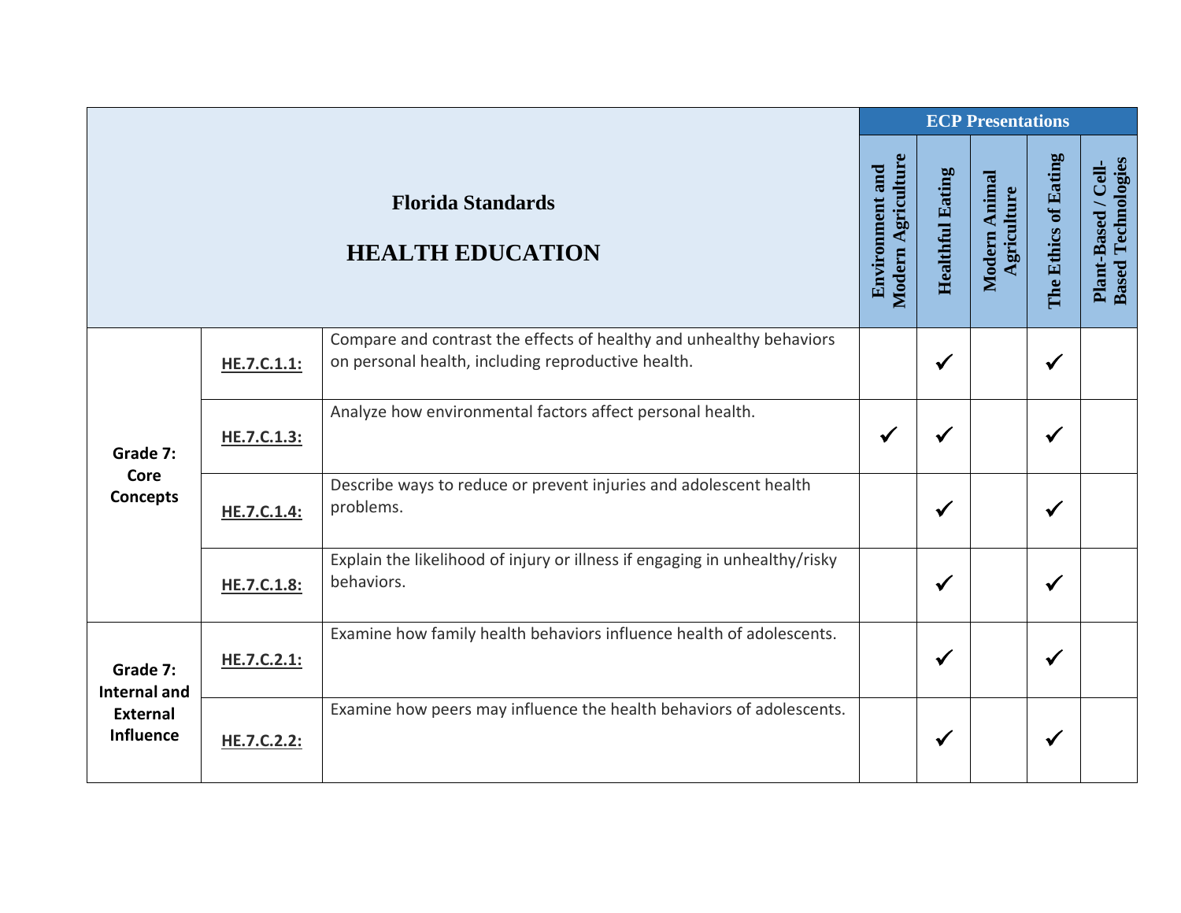| Florida Standards<br>HEALTH EDUCATION | | | ECP Presentations | | | | |
|---|---|---|---|---|---|---|---|
| | | | Environment and Modern Agriculture | Healthful Eating | Modern Animal Agriculture | The Ethics of Eating | Plant-Based / Cell-Based Technologies |
| **Grade 7: Core Concepts** | **HE.7.C.1.1:** | Compare and contrast the effects of healthy and unhealthy behaviors on personal health, including reproductive health. | | ✓ | | ✓ | |
| | **HE.7.C.1.3:** | Analyze how environmental factors affect personal health. | ✓ | ✓ | | ✓ | |
| | **HE.7.C.1.4:** | Describe ways to reduce or prevent injuries and adolescent health problems. | | ✓ | | ✓ | |
| | **HE.7.C.1.8:** | Explain the likelihood of injury or illness if engaging in unhealthy/risky behaviors. | | ✓ | | ✓ | |
| **Grade 7: Internal and External Influence** | **HE.7.C.2.1:** | Examine how family health behaviors influence health of adolescents. | | ✓ | | ✓ | |
| | **HE.7.C.2.2:** | Examine how peers may influence the health behaviors of adolescents. | | ✓ | | ✓ | |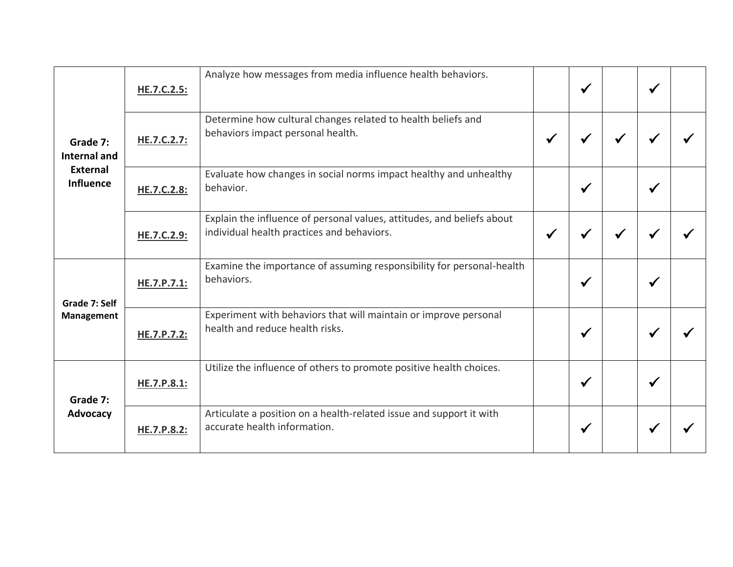| | | | | | | | |
|---|---|---|---|---|---|---|---|
| **Grade 7: Internal and External Influence** | **HE.7.C.2.5:** | Analyze how messages from media influence health behaviors. | | ✓ | | ✓ | |
| | **HE.7.C.2.7:** | Determine how cultural changes related to health beliefs and behaviors impact personal health. | ✓ | ✓ | ✓ | ✓ | ✓ |
| | **HE.7.C.2.8:** | Evaluate how changes in social norms impact healthy and unhealthy behavior. | | ✓ | | ✓ | |
| | **HE.7.C.2.9:** | Explain the influence of personal values, attitudes, and beliefs about individual health practices and behaviors. | ✓ | ✓ | ✓ | ✓ | ✓ |
| **Grade 7: Self Management** | **HE.7.P.7.1:** | Examine the importance of assuming responsibility for personal-health behaviors. | | ✓ | | ✓ | |
| | **HE.7.P.7.2:** | Experiment with behaviors that will maintain or improve personal health and reduce health risks. | | ✓ | | ✓ | ✓ |
| **Grade 7: Advocacy** | **HE.7.P.8.1:** | Utilize the influence of others to promote positive health choices. | | ✓ | | ✓ | |
| | **HE.7.P.8.2:** | Articulate a position on a health-related issue and support it with accurate health information. | | ✓ | | ✓ | ✓ |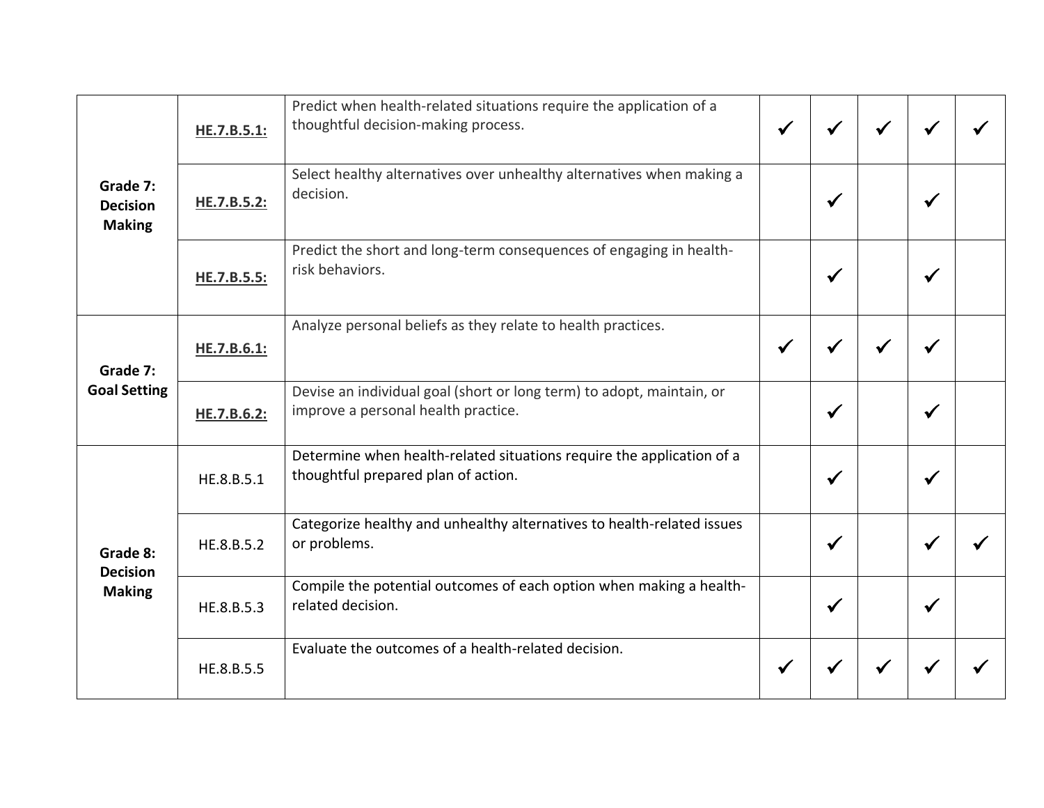| | | | | | | | |
|---|---|---|---|---|---|---|---|
| **Grade 7: Decision Making** | **HE.7.B.5.1:** | Predict when health-related situations require the application of a thoughtful decision-making process. | ✓ | ✓ | ✓ | ✓ | ✓ |
| | **HE.7.B.5.2:** | Select healthy alternatives over unhealthy alternatives when making a decision. | | ✓ | | ✓ | |
| | **HE.7.B.5.5:** | Predict the short and long-term consequences of engaging in health-risk behaviors. | | ✓ | | ✓ | |
| **Grade 7: Goal Setting** | **HE.7.B.6.1:** | Analyze personal beliefs as they relate to health practices. | ✓ | ✓ | ✓ | ✓ | |
| | **HE.7.B.6.2:** | Devise an individual goal (short or long term) to adopt, maintain, or improve a personal health practice. | | ✓ | | ✓ | |
| **Grade 8: Decision Making** | HE.8.B.5.1 | Determine when health-related situations require the application of a thoughtful prepared plan of action. | | ✓ | | ✓ | |
| | HE.8.B.5.2 | Categorize healthy and unhealthy alternatives to health-related issues or problems. | | ✓ | | ✓ | ✓ |
| | HE.8.B.5.3 | Compile the potential outcomes of each option when making a health-related decision. | | ✓ | | ✓ | |
| | HE.8.B.5.5 | Evaluate the outcomes of a health-related decision. | ✓ | ✓ | ✓ | ✓ | ✓ |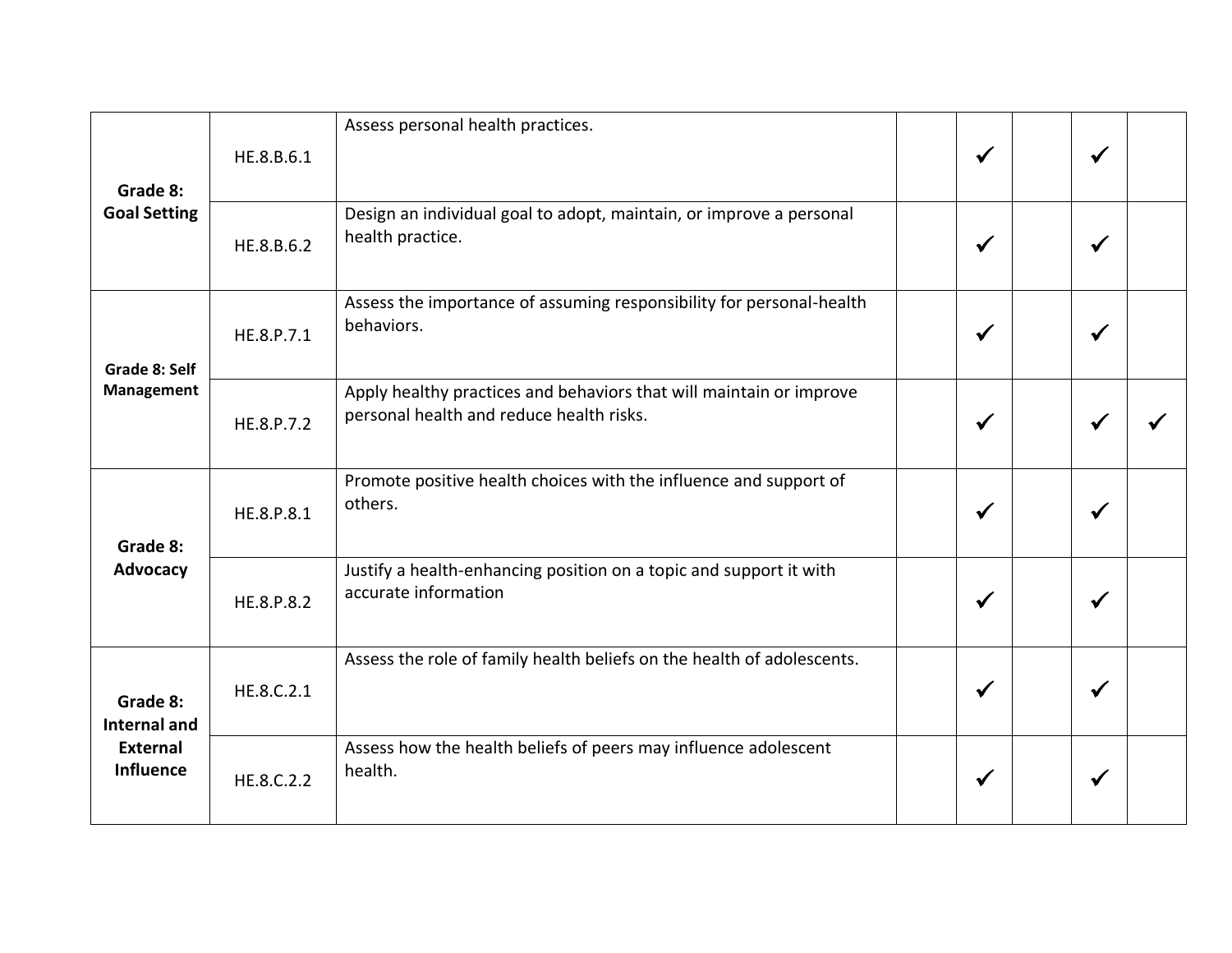| | | | | | | | |
|---|---|---|---|---|---|---|---|
| **Grade 8: Goal Setting** | HE.8.B.6.1 | Assess personal health practices. | | ✓ | | ✓ | |
| | HE.8.B.6.2 | Design an individual goal to adopt, maintain, or improve a personal health practice. | | ✓ | | ✓ | |
| **Grade 8: Self Management** | HE.8.P.7.1 | Assess the importance of assuming responsibility for personal-health behaviors. | | ✓ | | ✓ | |
| | HE.8.P.7.2 | Apply healthy practices and behaviors that will maintain or improve personal health and reduce health risks. | | ✓ | | ✓ | ✓ |
| **Grade 8: Advocacy** | HE.8.P.8.1 | Promote positive health choices with the influence and support of others. | | ✓ | | ✓ | |
| | HE.8.P.8.2 | Justify a health-enhancing position on a topic and support it with accurate information | | ✓ | | ✓ | |
| **Grade 8: Internal and External Influence** | HE.8.C.2.1 | Assess the role of family health beliefs on the health of adolescents. | | ✓ | | ✓ | |
| | HE.8.C.2.2 | Assess how the health beliefs of peers may influence adolescent health. | | ✓ | | ✓ | |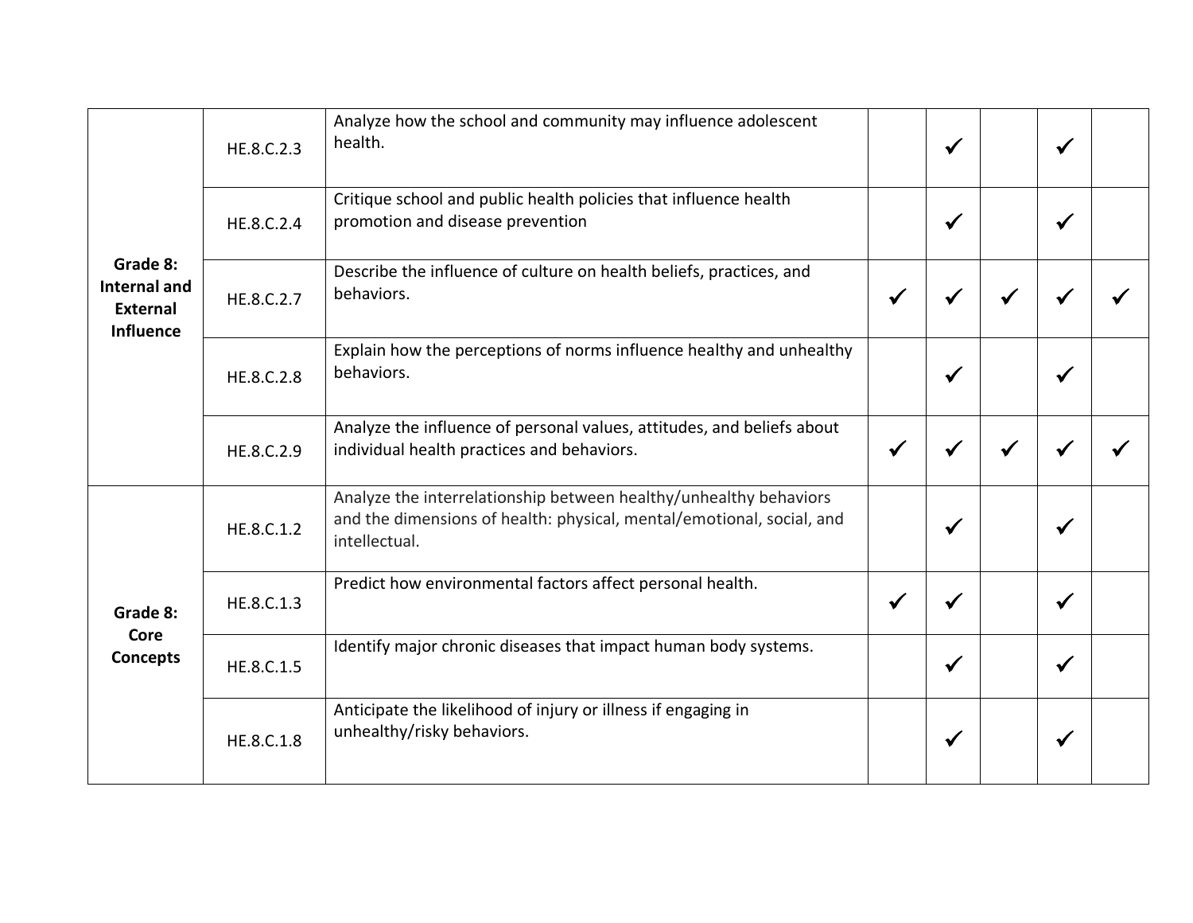|  |  |  |  |  |  |  |  |
|---|---|---|---|---|---|---|---|
| **Grade 8: Internal and External Influence** | HE.8.C.2.3 | Analyze how the school and community may influence adolescent health. |  | ✓ |  | ✓ |  |
|  | HE.8.C.2.4 | Critique school and public health policies that influence health promotion and disease prevention |  | ✓ |  | ✓ |  |
|  | HE.8.C.2.7 | Describe the influence of culture on health beliefs, practices, and behaviors. | ✓ | ✓ | ✓ | ✓ | ✓ |
|  | HE.8.C.2.8 | Explain how the perceptions of norms influence healthy and unhealthy behaviors. |  | ✓ |  | ✓ |  |
|  | HE.8.C.2.9 | Analyze the influence of personal values, attitudes, and beliefs about individual health practices and behaviors. | ✓ | ✓ | ✓ | ✓ | ✓ |
| **Grade 8: Core Concepts** | HE.8.C.1.2 | Analyze the interrelationship between healthy/unhealthy behaviors and the dimensions of health: physical, mental/emotional, social, and intellectual. |  | ✓ |  | ✓ |  |
|  | HE.8.C.1.3 | Predict how environmental factors affect personal health. | ✓ | ✓ |  | ✓ |  |
|  | HE.8.C.1.5 | Identify major chronic diseases that impact human body systems. |  | ✓ |  | ✓ |  |
|  | HE.8.C.1.8 | Anticipate the likelihood of injury or illness if engaging in unhealthy/risky behaviors. |  | ✓ |  | ✓ |  |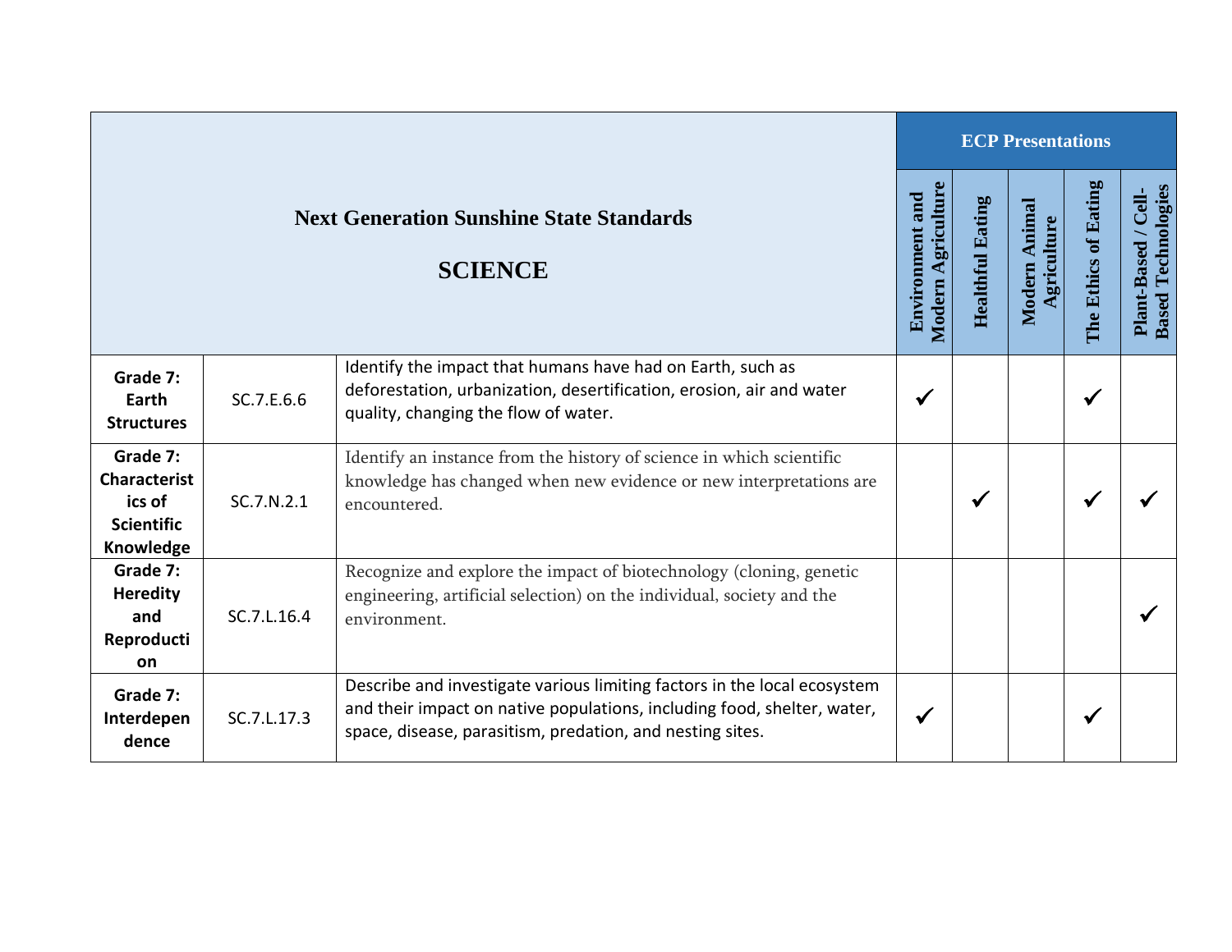| Next Generation Sunshine State Standards<br><br>SCIENCE | | | ECP Presentations | | | | |
|---|---|---|---|---|---|---|---|
| | | | Environment and Modern Agriculture | Healthful Eating | Modern Animal Agriculture | The Ethics of Eating | Plant-Based / Cell-Based Technologies |
| **Grade 7: Earth Structures** | SC.7.E.6.6 | Identify the impact that humans have had on Earth, such as deforestation, urbanization, desertification, erosion, air and water quality, changing the flow of water. | ✓ | | | ✓ | |
| **Grade 7: Characteristics of Scientific Knowledge** | SC.7.N.2.1 | Identify an instance from the history of science in which scientific knowledge has changed when new evidence or new interpretations are encountered. | | ✓ | | ✓ | ✓ |
| **Grade 7: Heredity and Reproduction** | SC.7.L.16.4 | Recognize and explore the impact of biotechnology (cloning, genetic engineering, artificial selection) on the individual, society and the environment. | | | | | ✓ |
| **Grade 7: Interdependence** | SC.7.L.17.3 | Describe and investigate various limiting factors in the local ecosystem and their impact on native populations, including food, shelter, water, space, disease, parasitism, predation, and nesting sites. | ✓ | | | ✓ | |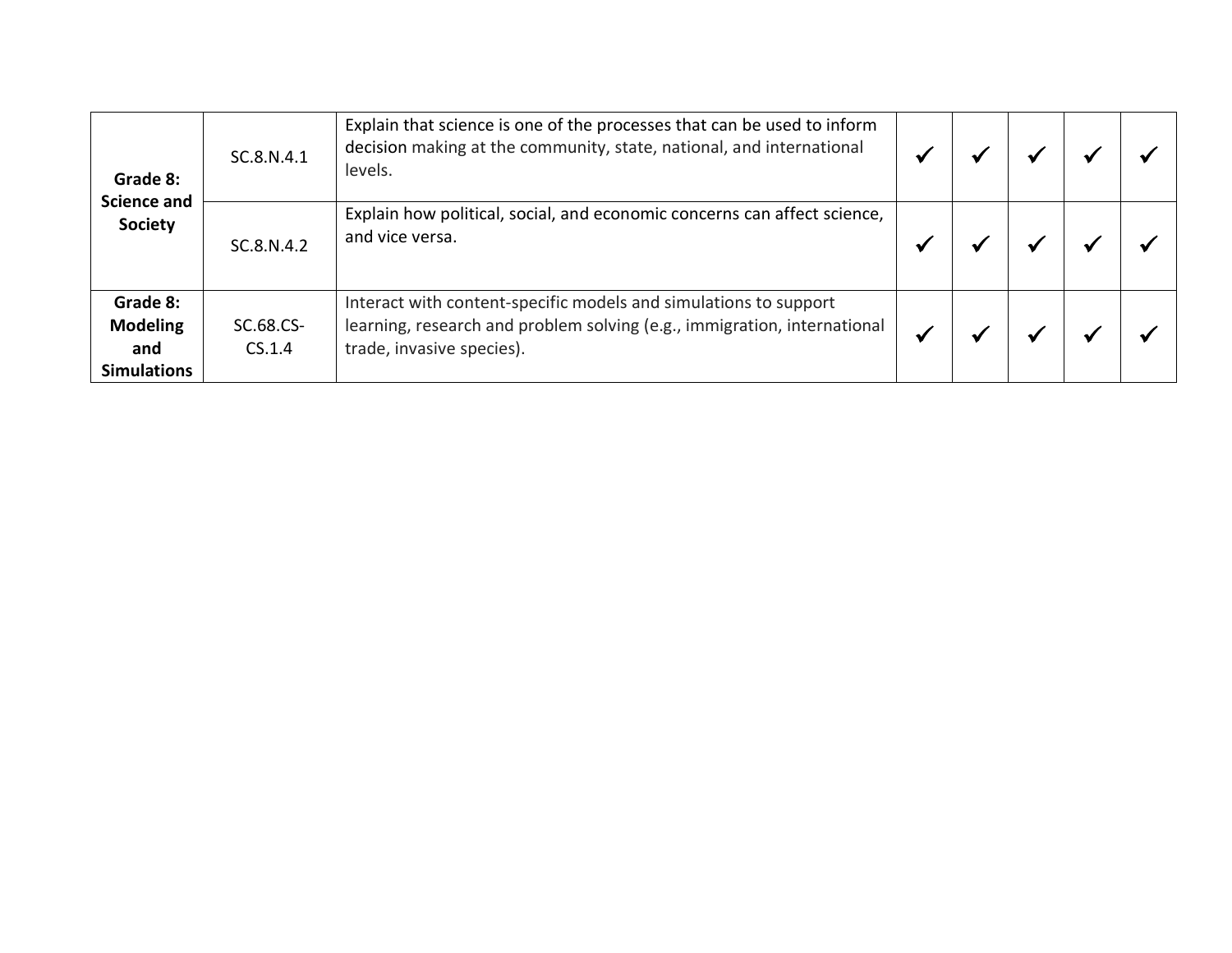| | | | | | | | |
|---|---|---|---|---|---|---|---|
| **Grade 8: Science and Society** | SC.8.N.4.1 | Explain that science is one of the processes that can be used to inform decision making at the community, state, national, and international levels. | ✓ | ✓ | ✓ | ✓ | ✓ |
| | SC.8.N.4.2 | Explain how political, social, and economic concerns can affect science, and vice versa. | ✓ | ✓ | ✓ | ✓ | ✓ |
| **Grade 8: Modeling and Simulations** | SC.68.CS-CS.1.4 | Interact with content-specific models and simulations to support learning, research and problem solving (e.g., immigration, international trade, invasive species). | ✓ | ✓ | ✓ | ✓ | ✓ |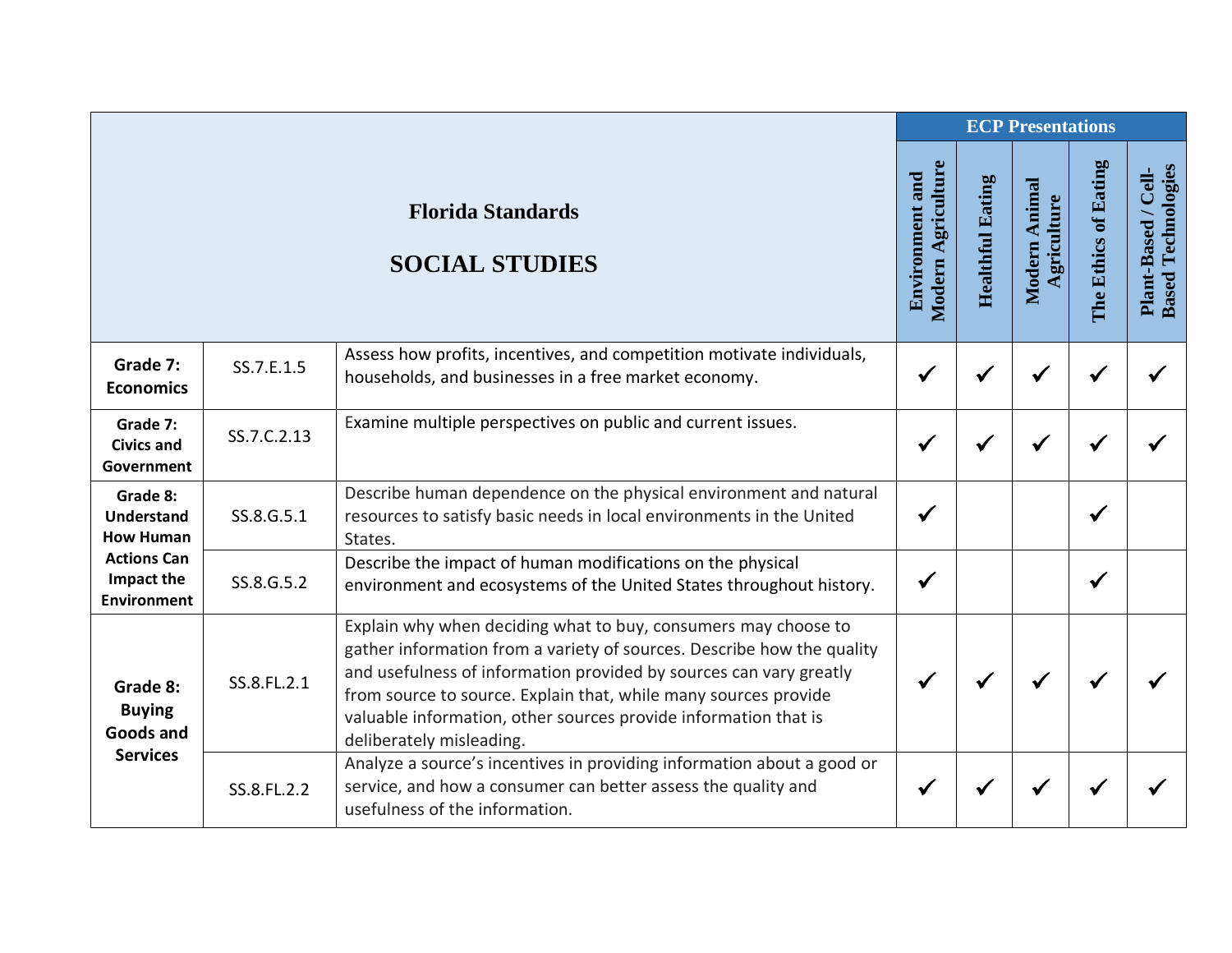| Florida Standards SOCIAL STUDIES | | | ECP Presentations | | | | |
|---|---|---|---|---|---|---|---|
| | | | Environment and Modern Agriculture | Healthful Eating | Modern Animal Agriculture | The Ethics of Eating | Plant-Based / Cell-Based Technologies |
| **Grade 7: Economics** | SS.7.E.1.5 | Assess how profits, incentives, and competition motivate individuals, households, and businesses in a free market economy. | ✓ | ✓ | ✓ | ✓ | ✓ |
| **Grade 7: Civics and Government** | SS.7.C.2.13 | Examine multiple perspectives on public and current issues. | ✓ | ✓ | ✓ | ✓ | ✓ |
| **Grade 8: Understand How Human Actions Can Impact the Environment** | SS.8.G.5.1 | Describe human dependence on the physical environment and natural resources to satisfy basic needs in local environments in the United States. | ✓ | | | ✓ | |
| | SS.8.G.5.2 | Describe the impact of human modifications on the physical environment and ecosystems of the United States throughout history. | ✓ | | | ✓ | |
| **Grade 8: Buying Goods and Services** | SS.8.FL.2.1 | Explain why when deciding what to buy, consumers may choose to gather information from a variety of sources. Describe how the quality and usefulness of information provided by sources can vary greatly from source to source. Explain that, while many sources provide valuable information, other sources provide information that is deliberately misleading. | ✓ | ✓ | ✓ | ✓ | ✓ |
| | SS.8.FL.2.2 | Analyze a source's incentives in providing information about a good or service, and how a consumer can better assess the quality and usefulness of the information. | ✓ | ✓ | ✓ | ✓ | ✓ |